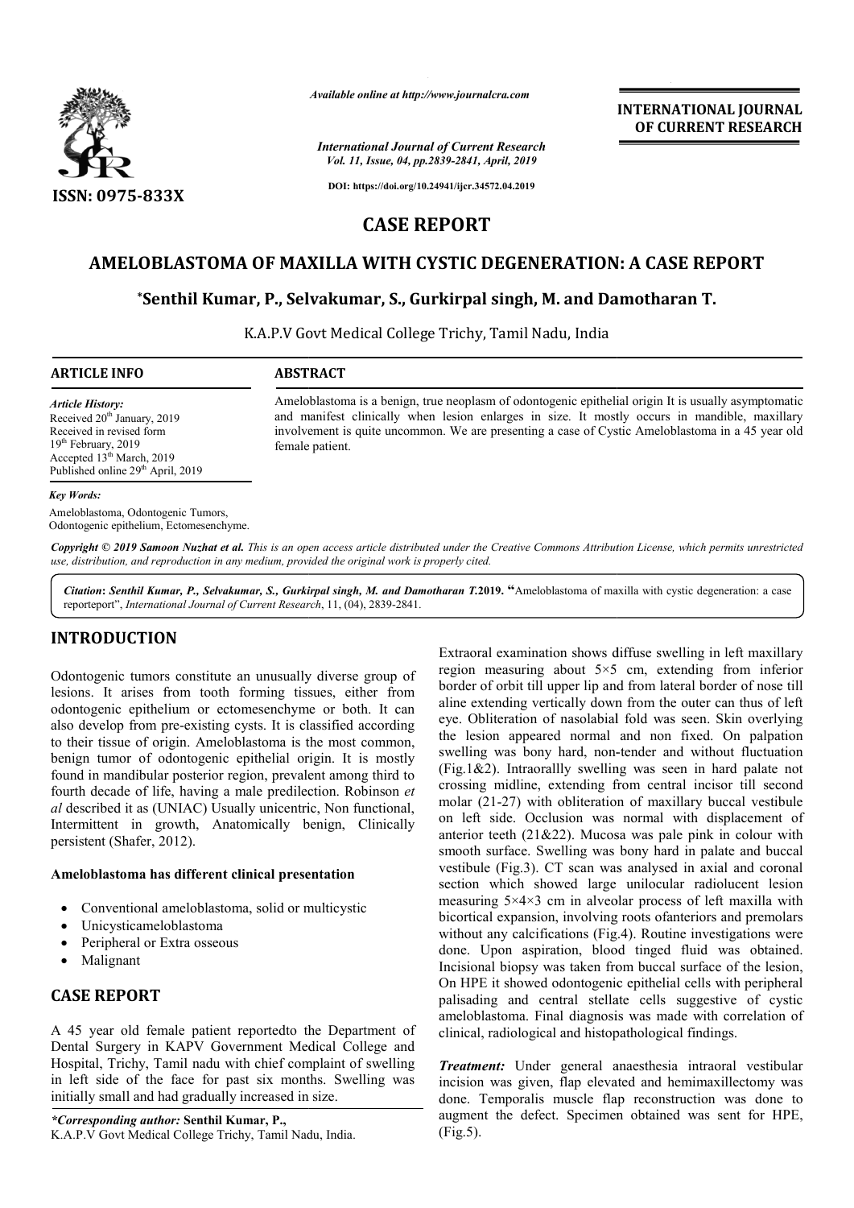*Available online at http://www.journalcra.com*

*International Journal of Current Research*
*Vol. 11, Issue, 04, pp.2839-2841, April, 2019*

**DOI: https://doi.org/10.24941/ijcr.34572.04.2019**

**ISSN: 0975-833X**

**INTERNATIONAL JOURNAL OF CURRENT RESEARCH**

# CASE REPORT

## AMELOBLASTOMA OF MAXILLA WITH CYSTIC DEGENERATION: A CASE REPORT

**\*Senthil Kumar, P., Selvakumar, S., Gurkirpal singh, M. and Damotharan T.**

K.A.P.V Govt Medical College Trichy, Tamil Nadu, India

**ARTICLE INFO**

*Article History:*
Received 20th January, 2019
Received in revised form
19th February, 2019
Accepted 13th March, 2019
Published online 29th April, 2019

*Key Words:*
Ameloblastoma, Odontogenic Tumors, Odontogenic epithelium, Ectomesenchyme.

**ABSTRACT**

Ameloblastoma is a benign, true neoplasm of odontogenic epithelial origin It is usually asymptomatic and manifest clinically when lesion enlarges in size. It mostly occurs in mandible, maxillary involvement is quite uncommon. We are presenting a case of Cystic Ameloblastoma in a 45 year old female patient.

*Copyright © 2019 Samoon Nuzhat et al. This is an open access article distributed under the Creative Commons Attribution License, which permits unrestricted use, distribution, and reproduction in any medium, provided the original work is properly cited.*

*Citation: Senthil Kumar, P., Selvakumar, S., Gurkirpal singh, M. and Damotharan T.*2019. "Ameloblastoma of maxilla with cystic degeneration: a case reporteport", *International Journal of Current Research*, 11, (04), 2839-2841.

## INTRODUCTION

Odontogenic tumors constitute an unusually diverse group of lesions. It arises from tooth forming tissues, either from odontogenic epithelium or ectomesenchyme or both. It can also develop from pre-existing cysts. It is classified according to their tissue of origin. Ameloblastoma is the most common, benign tumor of odontogenic epithelial origin. It is mostly found in mandibular posterior region, prevalent among third to fourth decade of life, having a male predilection. Robinson *et al* described it as (UNIAC) Usually unicentric, Non functional, Intermittent in growth, Anatomically benign, Clinically persistent (Shafer, 2012).

### Ameloblastoma has different clinical presentation

- Conventional ameloblastoma, solid or multicystic
- Unicysticameloblastoma
- Peripheral or Extra osseous
- Malignant

## CASE REPORT

A 45 year old female patient reportedto the Department of Dental Surgery in KAPV Government Medical College and Hospital, Trichy, Tamil nadu with chief complaint of swelling in left side of the face for past six months. Swelling was initially small and had gradually increased in size.

Extraoral examination shows diffuse swelling in left maxillary region measuring about 5×5 cm, extending from inferior border of orbit till upper lip and from lateral border of nose till aline extending vertically down from the outer can thus of left eye. Obliteration of nasolabial fold was seen. Skin overlying the lesion appeared normal and non fixed. On palpation swelling was bony hard, non-tender and without fluctuation (Fig.1&2). Intraorallly swelling was seen in hard palate not crossing midline, extending from central incisor till second molar (21-27) with obliteration of maxillary buccal vestibule on left side. Occlusion was normal with displacement of anterior teeth (21&22). Mucosa was pale pink in colour with smooth surface. Swelling was bony hard in palate and buccal vestibule (Fig.3). CT scan was analysed in axial and coronal section which showed large unilocular radiolucent lesion measuring 5×4×3 cm in alveolar process of left maxilla with bicortical expansion, involving roots ofanteriors and premolars without any calcifications (Fig.4). Routine investigations were done. Upon aspiration, blood tinged fluid was obtained. Incisional biopsy was taken from buccal surface of the lesion, On HPE it showed odontogenic epithelial cells with peripheral palisading and central stellate cells suggestive of cystic ameloblastoma. Final diagnosis was made with correlation of clinical, radiological and histopathological findings.

***Treatment:*** Under general anaesthesia intraoral vestibular incision was given, flap elevated and hemimaxillectomy was done. Temporalis muscle flap reconstruction was done to augment the defect. Specimen obtained was sent for HPE, (Fig.5).

***\*Corresponding author:*** **Senthil Kumar, P.,**
K.A.P.V Govt Medical College Trichy, Tamil Nadu, India.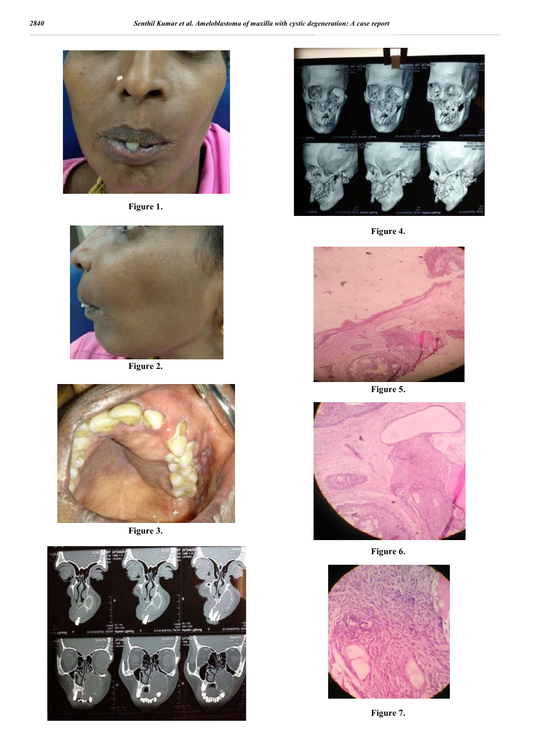Figure 1.

Figure 2.

Figure 3.

Figure 4.

Figure 5.

Figure 6.

Figure 7.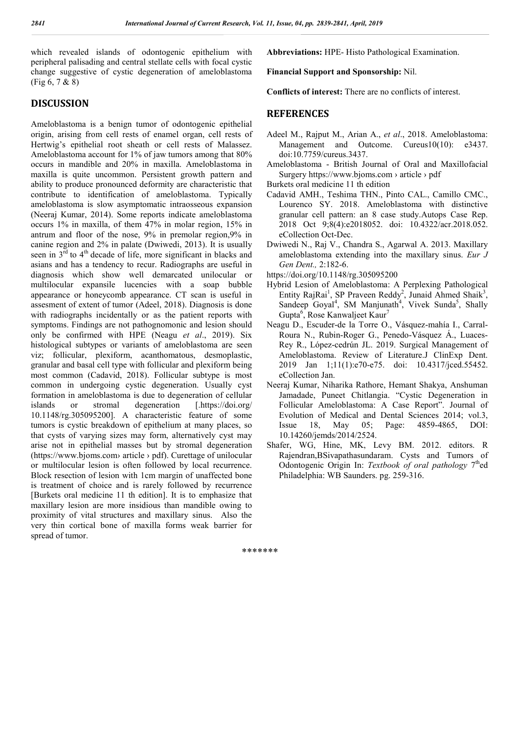which revealed islands of odontogenic epithelium with peripheral palisading and central stellate cells with focal cystic change suggestive of cystic degeneration of ameloblastoma (Fig 6, 7 & 8)

## DISCUSSION

Ameloblastoma is a benign tumor of odontogenic epithelial origin, arising from cell rests of enamel organ, cell rests of Hertwig's epithelial root sheath or cell rests of Malassez. Ameloblastoma account for 1% of jaw tumors among that 80% occurs in mandible and 20% in maxilla. Ameloblastoma in maxilla is quite uncommon. Persistent growth pattern and ability to produce pronounced deformity are characteristic that contribute to identification of ameloblastoma. Typically ameloblastoma is slow asymptomatic intraosseous expansion (Neeraj Kumar, 2014). Some reports indicate ameloblastoma occurs 1% in maxilla, of them 47% in molar region, 15% in antrum and floor of the nose, 9% in premolar region,9% in canine region and 2% in palate (Dwiwedi, 2013). It is usually seen in 3rd to 4th decade of life, more significant in blacks and asians and has a tendency to recur. Radiographs are useful in diagnosis which show well demarcated unilocular or multilocular expansile lucencies with a soap bubble appearance or honeycomb appearance. CT scan is useful in assesment of extent of tumor (Adeel, 2018). Diagnosis is done with radiographs incidentally or as the patient reports with symptoms. Findings are not pathognomonic and lesion should only be confirmed with HPE (Neagu *et al*., 2019). Six histological subtypes or variants of ameloblastoma are seen viz; follicular, plexiform, acanthomatous, desmoplastic, granular and basal cell type with follicular and plexiform being most common (Cadavid, 2018). Follicular subtype is most common in undergoing cystic degeneration. Usually cyst formation in ameloblastoma is due to degeneration of cellular islands or stromal degeneration [.https://doi.org/10.1148/rg.305095200]. A characteristic feature of some tumors is cystic breakdown of epithelium at many places, so that cysts of varying sizes may form, alternatively cyst may arise not in epithelial masses but by stromal degeneration (https://www.bjoms.com› article › pdf). Curettage of unilocular or multilocular lesion is often followed by local recurrence. Block resection of lesion with 1cm margin of unaffected bone is treatment of choice and is rarely followed by recurrence [Burkets oral medicine 11 th edition]. It is to emphasize that maxillary lesion are more insidious than mandible owing to proximity of vital structures and maxillary sinus. Also the very thin cortical bone of maxilla forms weak barrier for spread of tumor.

**Abbreviations:** HPE- Histo Pathological Examination.

**Financial Support and Sponsorship:** Nil.

**Conflicts of interest:** There are no conflicts of interest.

## REFERENCES

Adeel M., Rajput M., Arian A., *et al*., 2018. Ameloblastoma: Management and Outcome. Cureus10(10): e3437. doi:10.7759/cureus.3437.

Ameloblastoma - British Journal of Oral and Maxillofacial Surgery https://www.bjoms.com › article › pdf

Burkets oral medicine 11 th edition

Cadavid AMH., Teshima THN., Pinto CAL., Camillo CMC., Lourenco SY. 2018. Ameloblastoma with distinctive granular cell pattern: an 8 case study.Autops Case Rep. 2018 Oct 9;8(4):e2018052. doi: 10.4322/acr.2018.052. eCollection Oct-Dec.

Dwiwedi N., Raj V., Chandra S., Agarwal A. 2013. Maxillary ameloblastoma extending into the maxillary sinus. *Eur J Gen Dent.,* 2:182-6.

https://doi.org/10.1148/rg.305095200

Hybrid Lesion of Ameloblastoma: A Perplexing Pathological Entity RajRai[1], SP Praveen Reddy[2], Junaid Ahmed Shaik[3], Sandeep Goyal[4], SM Manjunath[4], Vivek Sunda[5], Shally Gupta[6], Rose Kanwaljeet Kaur[7]

Neagu D., Escuder-de la Torre O., Vásquez-mahía I., Carral-Roura N., Rubin-Roger G., Penedo-Vásquez Á., Luaces-Rey R., López-cedrún JL. 2019. Surgical Management of Ameloblastoma. Review of Literature.J ClinExp Dent. 2019 Jan 1;11(1):e70-e75. doi: 10.4317/jced.55452. eCollection Jan.

Neeraj Kumar, Niharika Rathore, Hemant Shakya, Anshuman Jamadade, Puneet Chitlangia. "Cystic Degeneration in Follicular Ameloblastoma: A Case Report". Journal of Evolution of Medical and Dental Sciences 2014; vol.3, Issue 18, May 05; Page: 4859-4865, DOI: 10.14260/jemds/2014/2524.

Shafer, WG, Hine, MK, Levy BM. 2012. editors. R Rajendran,BSivapathasundaram. Cysts and Tumors of Odontogenic Origin In: *Textbook of oral pathology* 7thed Philadelphia: WB Saunders. pg. 259-316.

\*\*\*\*\*\*\*